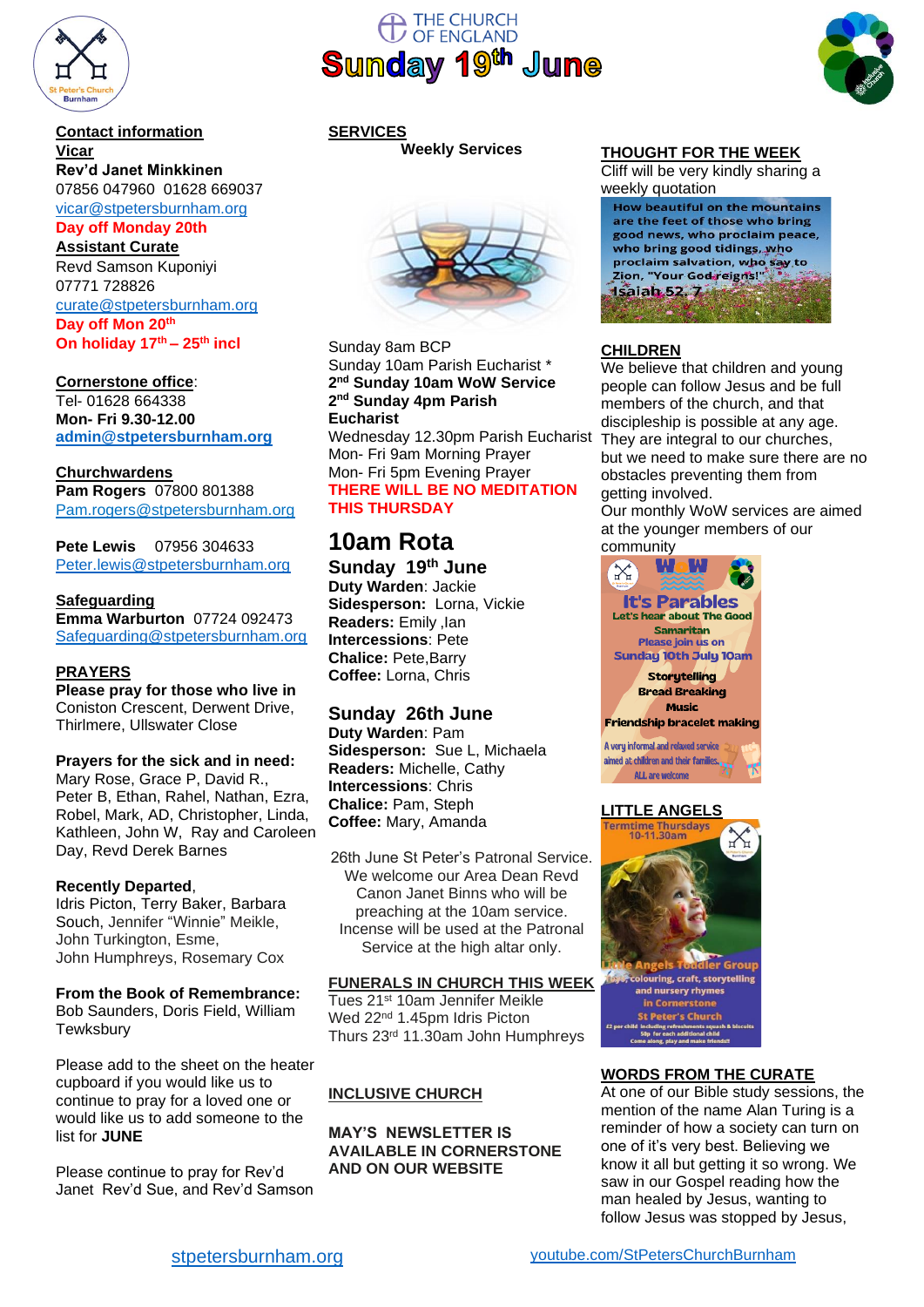THE CHURCH OF ENGLAND

# Sunday 19th June

## Contact information

**Vicar**

**Rev'd Janet Minkkinen**
07856 047960 01628 669037
vicar@stpetersburnham.org
**Day off Monday 20th**

**Assistant Curate**

Revd Samson Kuponiyi
07771 728826
curate@stpetersburnham.org
**Day off Mon 20th**
**On holiday 17th – 25th incl**

**Cornerstone office**:
Tel- 01628 664338
**Mon- Fri 9.30-12.00**
**admin@stpetersburnham.org**

**Churchwardens**

**Pam Rogers** 07800 801388
Pam.rogers@stpetersburnham.org

**Pete Lewis** 07956 304633
Peter.lewis@stpetersburnham.org

**Safeguarding**

**Emma Warburton** 07724 092473
Safeguarding@stpetersburnham.org

## PRAYERS

**Please pray for those who live in** Coniston Crescent, Derwent Drive, Thirlmere, Ullswater Close

**Prayers for the sick and in need:**
Mary Rose, Grace P, David R., Peter B, Ethan, Rahel, Nathan, Ezra, Robel, Mark, AD, Christopher, Linda, Kathleen, John W, Ray and Caroleen Day, Revd Derek Barnes

**Recently Departed**,
Idris Picton, Terry Baker, Barbara Souch, Jennifer "Winnie" Meikle, John Turkington, Esme, John Humphreys, Rosemary Cox

**From the Book of Remembrance:**
Bob Saunders, Doris Field, William Tewksbury

Please add to the sheet on the heater cupboard if you would like us to continue to pray for a loved one or would like us to add someone to the list for **JUNE**

Please continue to pray for Rev'd Janet Rev'd Sue, and Rev'd Samson

## SERVICES

**Weekly Services**

Sunday 8am BCP
Sunday 10am Parish Eucharist *
**2nd Sunday 10am WoW Service**
**2nd Sunday 4pm Parish Eucharist**
Wednesday 12.30pm Parish Eucharist
Mon- Fri 9am Morning Prayer
Mon- Fri 5pm Evening Prayer
**THERE WILL BE NO MEDITATION THIS THURSDAY**

## 10am Rota

### Sunday 19th June

**Duty Warden**: Jackie
**Sidesperson:** Lorna, Vickie
**Readers:** Emily ,Ian
**Intercessions**: Pete
**Chalice:** Pete,Barry
**Coffee:** Lorna, Chris

### Sunday 26th June

**Duty Warden**: Pam
**Sidesperson:** Sue L, Michaela
**Readers:** Michelle, Cathy
**Intercessions**: Chris
**Chalice:** Pam, Steph
**Coffee:** Mary, Amanda

26th June St Peter's Patronal Service. We welcome our Area Dean Revd Canon Janet Binns who will be preaching at the 10am service. Incense will be used at the Patronal Service at the high altar only.

## FUNERALS IN CHURCH THIS WEEK

Tues 21st 10am Jennifer Meikle
Wed 22nd 1.45pm Idris Picton
Thurs 23rd 11.30am John Humphreys

## INCLUSIVE CHURCH

**MAY'S NEWSLETTER IS AVAILABLE IN CORNERSTONE AND ON OUR WEBSITE**

## THOUGHT FOR THE WEEK

Cliff will be very kindly sharing a weekly quotation

How beautiful on the mountains are the feet of those who bring good news, who proclaim peace, who bring good tidings, who proclaim salvation, who say to Zion, "Your God reigns!" Isaiah 52:7

## CHILDREN

We believe that children and young people can follow Jesus and be full members of the church, and that discipleship is possible at any age. They are integral to our churches, but we need to make sure there are no obstacles preventing them from getting involved.
Our monthly WoW services are aimed at the younger members of our community

WoW
It's Parables
Let's hear about The Good Samaritan
Please join us on Sunday 10th July 10am
Storytelling
Bread Breaking
Music
Friendship bracelet making
A very informal and relaxed service aimed at children and their families.
ALL are welcome

## LITTLE ANGELS

Termtime Thursdays 10-11.30am
Little Angels Toddler Group
Play, colouring, craft, storytelling and nursery rhymes in Cornerstone
St Peter's Church
£2 per child including refreshments squash & biscuits 50p for each additional child
Come along, play and make friends!!

## WORDS FROM THE CURATE

At one of our Bible study sessions, the mention of the name Alan Turing is a reminder of how a society can turn on one of it's very best. Believing we know it all but getting it so wrong. We saw in our Gospel reading how the man healed by Jesus, wanting to follow Jesus was stopped by Jesus,

stpetersburnham.org youtube.com/StPetersChurchBurnham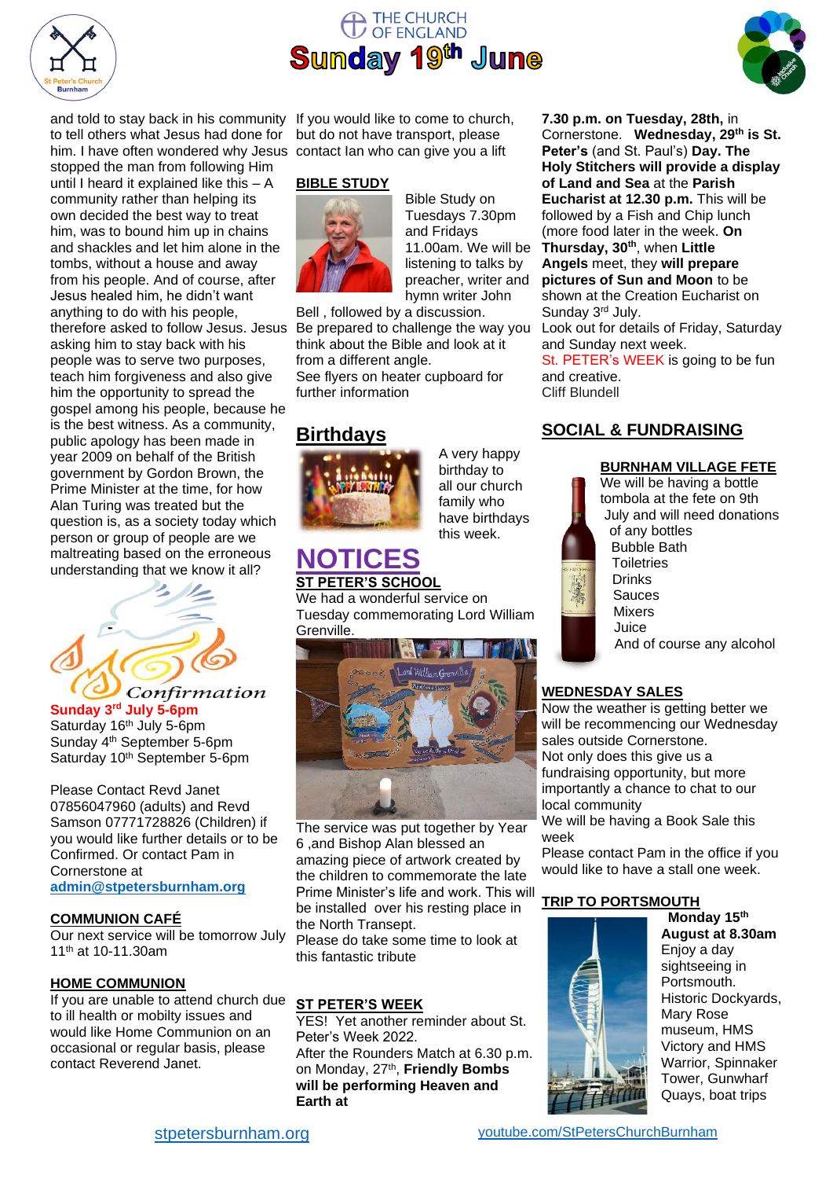# Sunday 19th June

and told to stay back in his community to tell others what Jesus had done for him. I have often wondered why Jesus stopped the man from following Him until I heard it explained like this – A community rather than helping its own decided the best way to treat him, was to bound him up in chains and shackles and let him alone in the tombs, without a house and away from his people. And of course, after Jesus healed him, he didn't want anything to do with his people, therefore asked to follow Jesus. Jesus asking him to stay back with his people was to serve two purposes, teach him forgiveness and also give him the opportunity to spread the gospel among his people, because he is the best witness. As a community, public apology has been made in year 2009 on behalf of the British government by Gordon Brown, the Prime Minister at the time, for how Alan Turing was treated but the question is, as a society today which person or group of people are we maltreating based on the erroneous understanding that we know it all?

Confirmation

**Sunday 3rd July 5-6pm**
Saturday 16th July 5-6pm
Sunday 4th September 5-6pm
Saturday 10th September 5-6pm

Please Contact Revd Janet 07856047960 (adults) and Revd Samson 07771728826 (Children) if you would like further details or to be Confirmed. Or contact Pam in Cornerstone at **admin@stpetersburnham.org**

**COMMUNION CAFÉ**

Our next service will be tomorrow July 11th at 10-11.30am

**HOME COMMUNION**

If you are unable to attend church due to ill health or mobilty issues and would like Home Communion on an occasional or regular basis, please contact Reverend Janet.

If you would like to come to church, but do not have transport, please contact Ian who can give you a lift

**BIBLE STUDY**

Bible Study on Tuesdays 7.30pm and Fridays 11.00am. We will be listening to talks by preacher, writer and hymn writer John Bell , followed by a discussion. Be prepared to challenge the way you think about the Bible and look at it from a different angle.
See flyers on heater cupboard for further information

## Birthdays

A very happy birthday to all our church family who have birthdays this week.

# NOTICES

**ST PETER'S SCHOOL**

We had a wonderful service on Tuesday commemorating Lord William Grenville.

The service was put together by Year 6 ,and Bishop Alan blessed an amazing piece of artwork created by the children to commemorate the late Prime Minister's life and work. This will be installed over his resting place in the North Transept.
Please do take some time to look at this fantastic tribute

**ST PETER'S WEEK**

YES! Yet another reminder about St. Peter's Week 2022.
After the Rounders Match at 6.30 p.m. on Monday, 27th, **Friendly Bombs will be performing Heaven and Earth at 7.30 p.m. on Tuesday, 28th,** in Cornerstone. **Wednesday, 29th is St. Peter's** (and St. Paul's) **Day. The Holy Stitchers will provide a display of Land and Sea** at the **Parish Eucharist at 12.30 p.m.** This will be followed by a Fish and Chip lunch (more food later in the week. **On Thursday, 30th**, when **Little Angels** meet, they **will prepare pictures of Sun and Moon** to be shown at the Creation Eucharist on Sunday 3rd July.
Look out for details of Friday, Saturday and Sunday next week.
St. PETER's WEEK is going to be fun and creative.
Cliff Blundell

## SOCIAL & FUNDRAISING

**BURNHAM VILLAGE FETE**

We will be having a bottle tombola at the fete on 9th July and will need donations of any bottles
Bubble Bath
Toiletries
Drinks
Sauces
Mixers
Juice
And of course any alcohol

**WEDNESDAY SALES**

Now the weather is getting better we will be recommencing our Wednesday sales outside Cornerstone.
Not only does this give us a fundraising opportunity, but more importantly a chance to chat to our local community
We will be having a Book Sale this week
Please contact Pam in the office if you would like to have a stall one week.

**TRIP TO PORTSMOUTH**

**Monday 15th August at 8.30am**
Enjoy a day sightseeing in Portsmouth. Historic Dockyards, Mary Rose museum, HMS Victory and HMS Warrior, Spinnaker Tower, Gunwharf Quays, boat trips

stpetersburnham.org youtube.com/StPetersChurchBurnham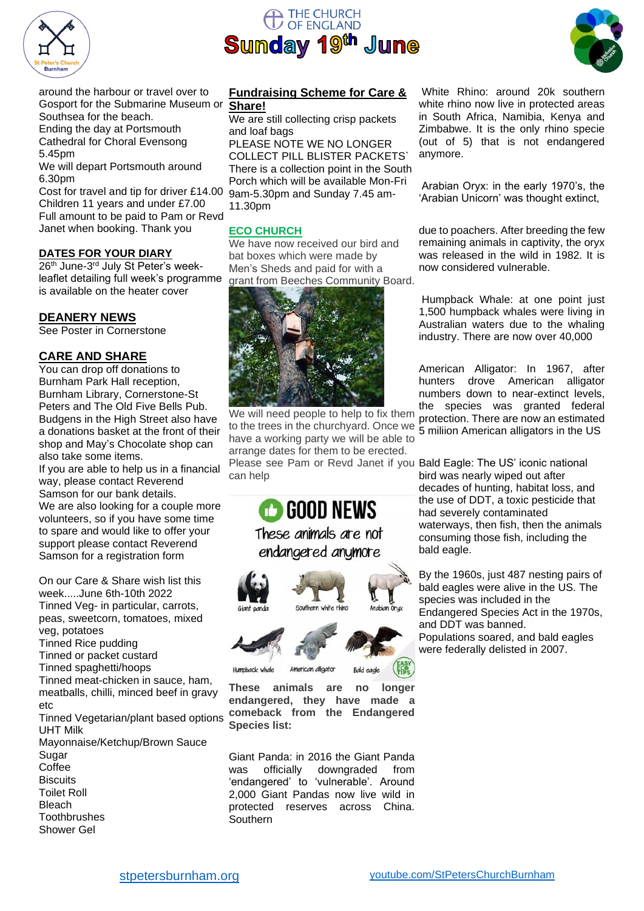around the harbour or travel over to Gosport for the Submarine Museum or Southsea for the beach.
Ending the day at Portsmouth Cathedral for Choral Evensong 5.45pm
We will depart Portsmouth around 6.30pm
Cost for travel and tip for driver £14.00
Children 11 years and under £7.00
Full amount to be paid to Pam or Revd Janet when booking. Thank you

## DATES FOR YOUR DIARY

26th June-3rd July St Peter's week-leaflet detailing full week's programme is available on the heater cover

## DEANERY NEWS

See Poster in Cornerstone

## CARE AND SHARE

You can drop off donations to Burnham Park Hall reception, Burnham Library, Cornerstone-St Peters and The Old Five Bells Pub. Budgens in the High Street also have a donations basket at the front of their shop and May's Chocolate shop can also take some items.
If you are able to help us in a financial way, please contact Reverend Samson for our bank details.
We are also looking for a couple more volunteers, so if you have some time to spare and would like to offer your support please contact Reverend Samson for a registration form

On our Care & Share wish list this week.....June 6th-10th 2022
Tinned Veg- in particular, carrots, peas, sweetcorn, tomatoes, mixed veg, potatoes
Tinned Rice pudding
Tinned or packet custard
Tinned spaghetti/hoops
Tinned meat-chicken in sauce, ham, meatballs, chilli, minced beef in gravy etc
Tinned Vegetarian/plant based options
UHT Milk
Mayonnaise/Ketchup/Brown Sauce
Sugar
Coffee
Biscuits
Toilet Roll
Bleach
Toothbrushes
Shower Gel

## Fundraising Scheme for Care & Share!

We are still collecting crisp packets and loaf bags
PLEASE NOTE WE NO LONGER COLLECT PILL BLISTER PACKETS`
There is a collection point in the South Porch which will be available Mon-Fri 9am-5.30pm and Sunday 7.45 am-11.30pm

## ECO CHURCH

We have now received our bird and bat boxes which were made by Men's Sheds and paid for with a grant from Beeches Community Board.

We will need people to help to fix them to the trees in the churchyard. Once we have a working party we will be able to arrange dates for them to be erected.
Please see Pam or Revd Janet if you can help

## GOOD NEWS

*These animals are not endangered anymore*

Giant panda, Southern white rhino, Arabian Oryx, Humpback whale, American alligator, Bald eagle

**These animals are no longer endangered, they have made a comeback from the Endangered Species list:**

Giant Panda: in 2016 the Giant Panda was officially downgraded from 'endangered' to 'vulnerable'. Around 2,000 Giant Pandas now live wild in protected reserves across China.

Southern White Rhino: around 20k southern white rhino now live in protected areas in South Africa, Namibia, Kenya and Zimbabwe. It is the only rhino specie (out of 5) that is not endangered anymore.

Arabian Oryx: in the early 1970's, the 'Arabian Unicorn' was thought extinct, due to poachers. After breeding the few remaining animals in captivity, the oryx was released in the wild in 1982. It is now considered vulnerable.

Humpback Whale: at one point just 1,500 humpback whales were living in Australian waters due to the whaling industry. There are now over 40,000

American Alligator: In 1967, after hunters drove American alligator numbers down to near-extinct levels, the species was granted federal protection. There are now an estimated 5 miliion American alligators in the US

Bald Eagle: The US' iconic national bird was nearly wiped out after decades of hunting, habitat loss, and the use of DDT, a toxic pesticide that had severely contaminated waterways, then fish, then the animals consuming those fish, including the bald eagle.

By the 1960s, just 487 nesting pairs of bald eagles were alive in the US. The species was included in the Endangered Species Act in the 1970s, and DDT was banned.
Populations soared, and bald eagles were federally delisted in 2007.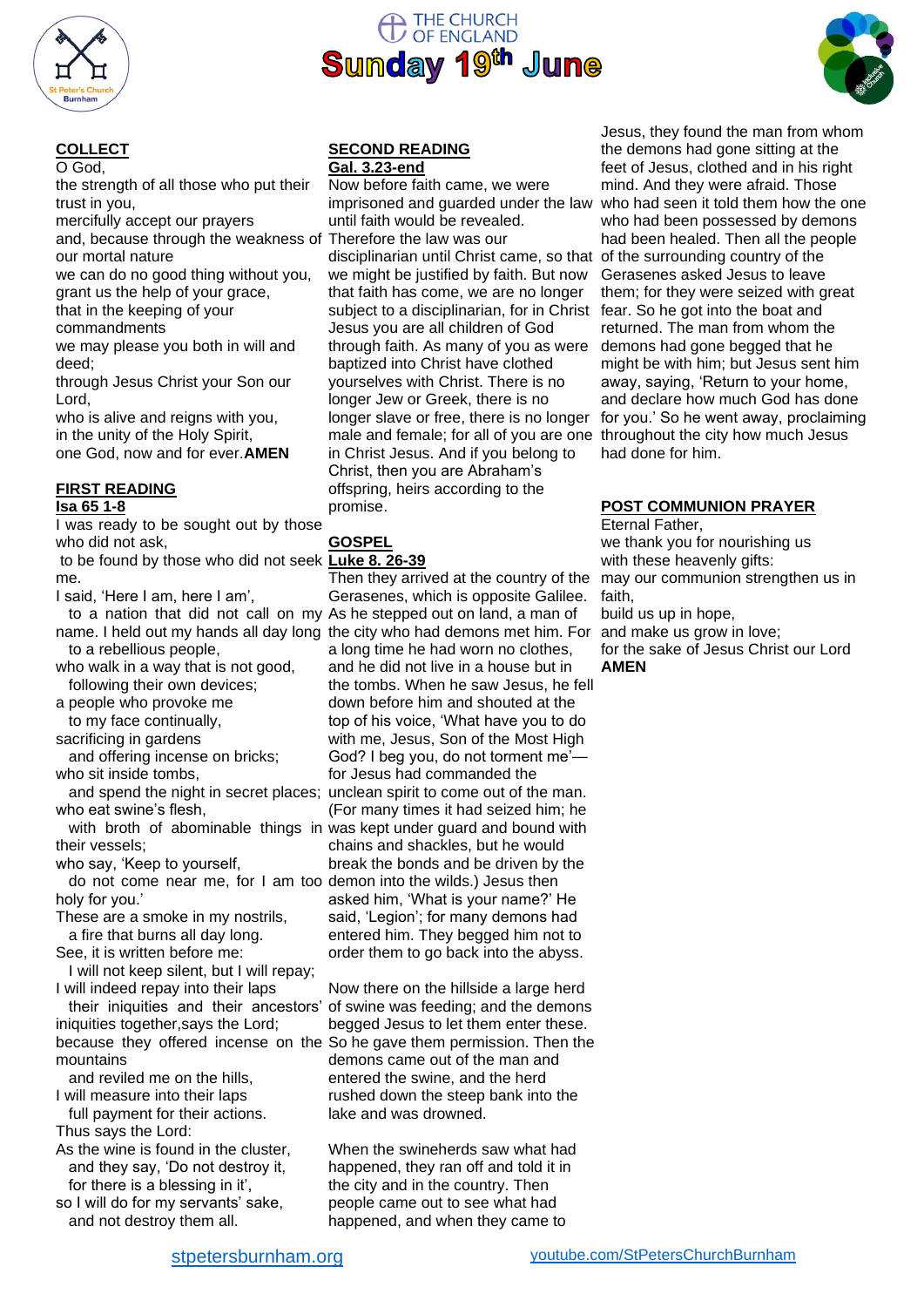THE CHURCH OF ENGLAND

# Sunday 19th June

## COLLECT

O God,
the strength of all those who put their trust in you,
mercifully accept our prayers
and, because through the weakness of our mortal nature
we can do no good thing without you,
grant us the help of your grace,
that in the keeping of your commandments
we may please you both in will and deed;
through Jesus Christ your Son our Lord,
who is alive and reigns with you,
in the unity of the Holy Spirit,
one God, now and for ever.**AMEN**

## FIRST READING

**Isa 65 1-8**

I was ready to be sought out by those who did not ask,
to be found by those who did not seek me.
I said, 'Here I am, here I am',
to a nation that did not call on my name. I held out my hands all day long
to a rebellious people,
who walk in a way that is not good,
following their own devices;
a people who provoke me
to my face continually,
sacrificing in gardens
and offering incense on bricks;
who sit inside tombs,
and spend the night in secret places;
who eat swine's flesh,
with broth of abominable things in their vessels;
who say, 'Keep to yourself,
do not come near me, for I am too holy for you.'
These are a smoke in my nostrils,
a fire that burns all day long.
See, it is written before me:
I will not keep silent, but I will repay;
I will indeed repay into their laps
their iniquities and their ancestors' iniquities together,says the Lord;
because they offered incense on the mountains
and reviled me on the hills,
I will measure into their laps
full payment for their actions.
Thus says the Lord:
As the wine is found in the cluster,
and they say, 'Do not destroy it,
for there is a blessing in it',
so I will do for my servants' sake,
and not destroy them all.

## SECOND READING

**Gal. 3.23-end**

Now before faith came, we were imprisoned and guarded under the law until faith would be revealed. Therefore the law was our disciplinarian until Christ came, so that we might be justified by faith. But now that faith has come, we are no longer subject to a disciplinarian, for in Christ Jesus you are all children of God through faith. As many of you as were baptized into Christ have clothed yourselves with Christ. There is no longer Jew or Greek, there is no longer slave or free, there is no longer male and female; for all of you are one in Christ Jesus. And if you belong to Christ, then you are Abraham's offspring, heirs according to the promise.

## GOSPEL

**Luke 8. 26-39**

Then they arrived at the country of the Gerasenes, which is opposite Galilee. As he stepped out on land, a man of the city who had demons met him. For a long time he had worn no clothes, and he did not live in a house but in the tombs. When he saw Jesus, he fell down before him and shouted at the top of his voice, 'What have you to do with me, Jesus, Son of the Most High God? I beg you, do not torment me'—for Jesus had commanded the unclean spirit to come out of the man. (For many times it had seized him; he was kept under guard and bound with chains and shackles, but he would break the bonds and be driven by the demon into the wilds.) Jesus then asked him, 'What is your name?' He said, 'Legion'; for many demons had entered him. They begged him not to order them to go back into the abyss.

Now there on the hillside a large herd of swine was feeding; and the demons begged Jesus to let them enter these. So he gave them permission. Then the demons came out of the man and entered the swine, and the herd rushed down the steep bank into the lake and was drowned.

When the swineherds saw what had happened, they ran off and told it in the city and in the country. Then people came out to see what had happened, and when they came to Jesus, they found the man from whom the demons had gone sitting at the feet of Jesus, clothed and in his right mind. And they were afraid. Those who had seen it told them how the one who had been possessed by demons had been healed. Then all the people of the surrounding country of the Gerasenes asked Jesus to leave them; for they were seized with great fear. So he got into the boat and returned. The man from whom the demons had gone begged that he might be with him; but Jesus sent him away, saying, 'Return to your home, and declare how much God has done for you.' So he went away, proclaiming throughout the city how much Jesus had done for him.

## POST COMMUNION PRAYER

Eternal Father,
we thank you for nourishing us
with these heavenly gifts:
may our communion strengthen us in faith,
build us up in hope,
and make us grow in love;
for the sake of Jesus Christ our Lord
**AMEN**

stpetersburnham.org youtube.com/StPetersChurchBurnham